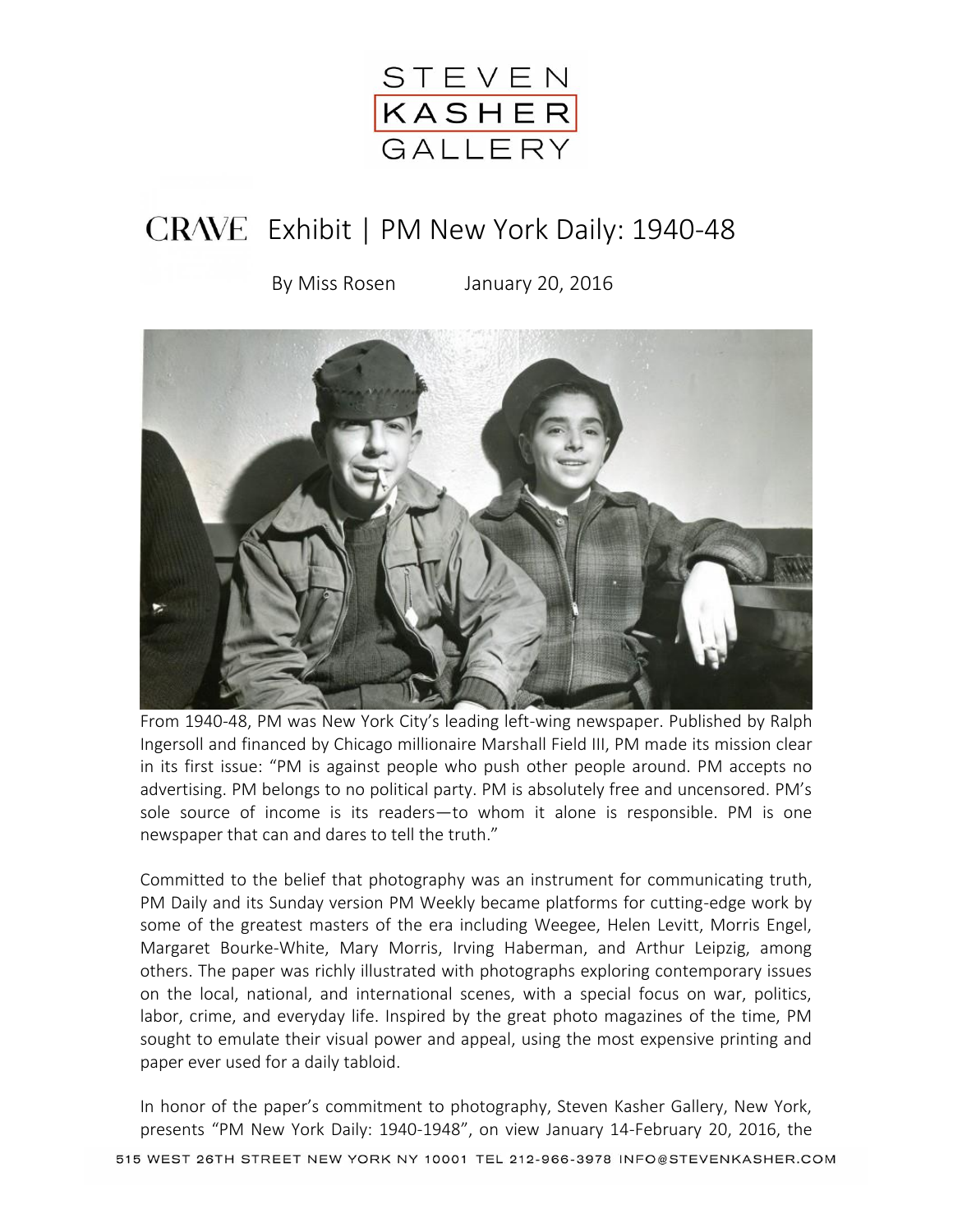STEVEN
KASHER
GALLERY

# CRAVE Exhibit | PM New York Daily: 1940-48

By Miss Rosen January 20, 2016

From 1940-48, PM was New York City's leading left-wing newspaper. Published by Ralph Ingersoll and financed by Chicago millionaire Marshall Field III, PM made its mission clear in its first issue: "PM is against people who push other people around. PM accepts no advertising. PM belongs to no political party. PM is absolutely free and uncensored. PM's sole source of income is its readers—to whom it alone is responsible. PM is one newspaper that can and dares to tell the truth."

Committed to the belief that photography was an instrument for communicating truth, PM Daily and its Sunday version PM Weekly became platforms for cutting-edge work by some of the greatest masters of the era including Weegee, Helen Levitt, Morris Engel, Margaret Bourke-White, Mary Morris, Irving Haberman, and Arthur Leipzig, among others. The paper was richly illustrated with photographs exploring contemporary issues on the local, national, and international scenes, with a special focus on war, politics, labor, crime, and everyday life. Inspired by the great photo magazines of the time, PM sought to emulate their visual power and appeal, using the most expensive printing and paper ever used for a daily tabloid.

In honor of the paper's commitment to photography, Steven Kasher Gallery, New York, presents "PM New York Daily: 1940-1948", on view January 14-February 20, 2016, the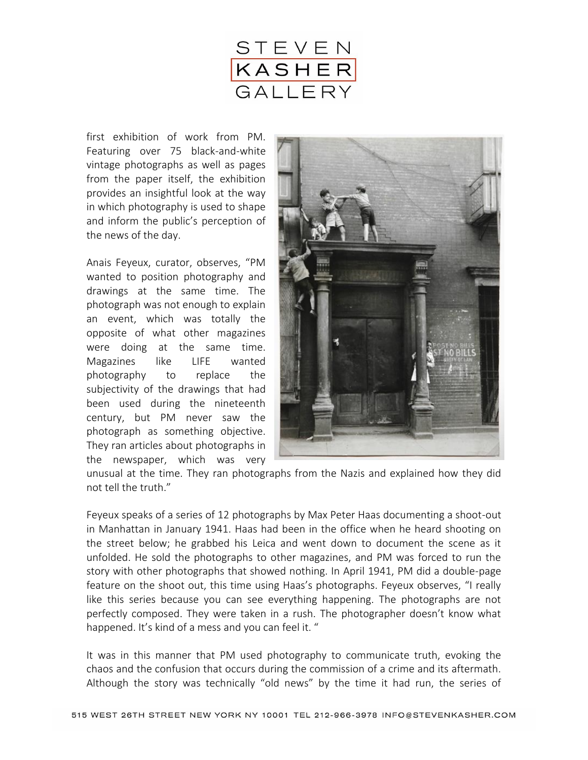first exhibition of work from PM. Featuring over 75 black-and-white vintage photographs as well as pages from the paper itself, the exhibition provides an insightful look at the way in which photography is used to shape and inform the public's perception of the news of the day.

Anais Feyeux, curator, observes, "PM wanted to position photography and drawings at the same time. The photograph was not enough to explain an event, which was totally the opposite of what other magazines were doing at the same time. Magazines like LIFE wanted photography to replace the subjectivity of the drawings that had been used during the nineteenth century, but PM never saw the photograph as something objective. They ran articles about photographs in the newspaper, which was very unusual at the time. They ran photographs from the Nazis and explained how they did not tell the truth."

Feyeux speaks of a series of 12 photographs by Max Peter Haas documenting a shoot-out in Manhattan in January 1941. Haas had been in the office when he heard shooting on the street below; he grabbed his Leica and went down to document the scene as it unfolded. He sold the photographs to other magazines, and PM was forced to run the story with other photographs that showed nothing. In April 1941, PM did a double-page feature on the shoot out, this time using Haas's photographs. Feyeux observes, "I really like this series because you can see everything happening. The photographs are not perfectly composed. They were taken in a rush. The photographer doesn't know what happened. It's kind of a mess and you can feel it. "

It was in this manner that PM used photography to communicate truth, evoking the chaos and the confusion that occurs during the commission of a crime and its aftermath. Although the story was technically "old news" by the time it had run, the series of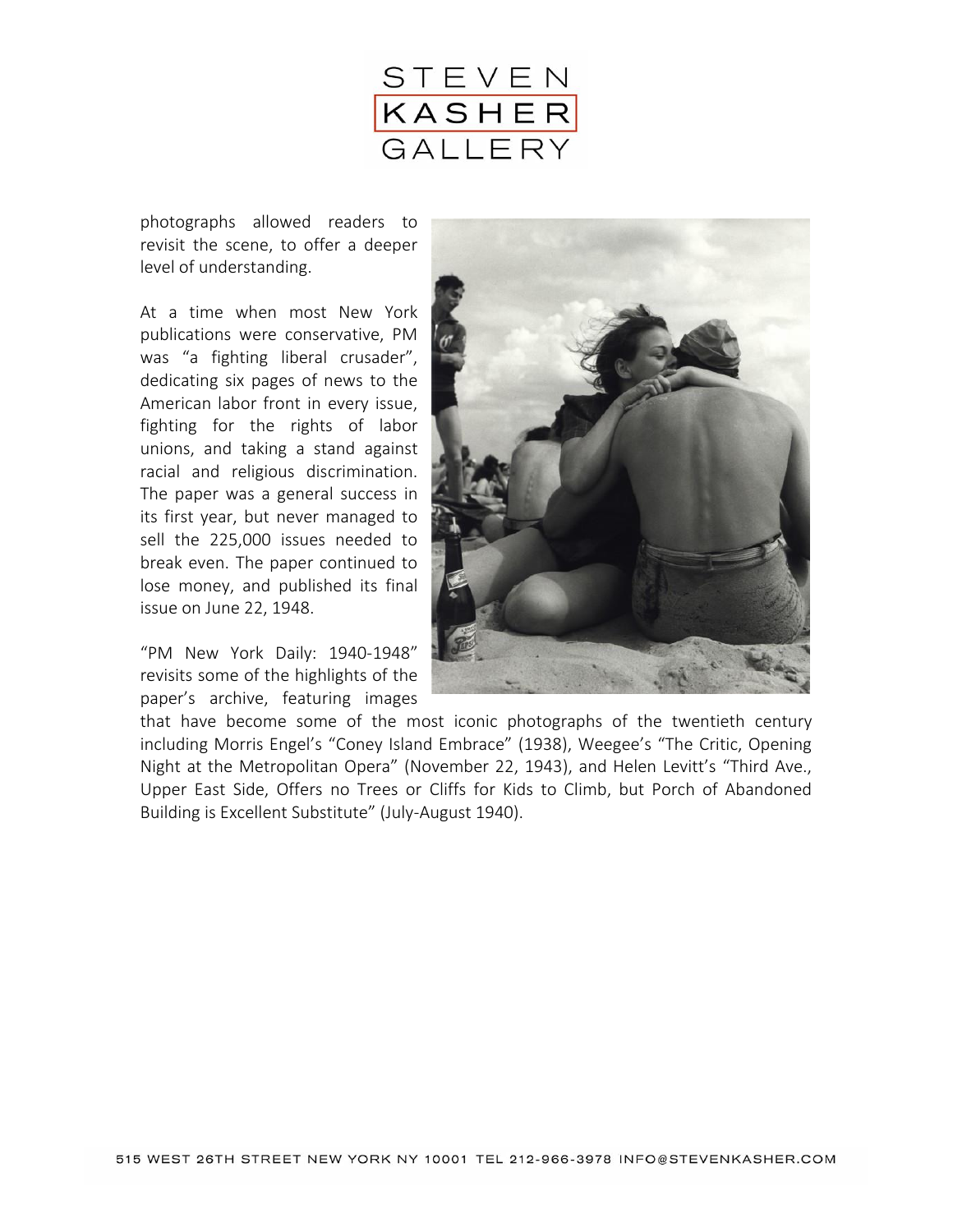photographs allowed readers to revisit the scene, to offer a deeper level of understanding.

At a time when most New York publications were conservative, PM was "a fighting liberal crusader", dedicating six pages of news to the American labor front in every issue, fighting for the rights of labor unions, and taking a stand against racial and religious discrimination. The paper was a general success in its first year, but never managed to sell the 225,000 issues needed to break even. The paper continued to lose money, and published its final issue on June 22, 1948.

"PM New York Daily: 1940-1948" revisits some of the highlights of the paper's archive, featuring images that have become some of the most iconic photographs of the twentieth century including Morris Engel's "Coney Island Embrace" (1938), Weegee's "The Critic, Opening Night at the Metropolitan Opera" (November 22, 1943), and Helen Levitt's "Third Ave., Upper East Side, Offers no Trees or Cliffs for Kids to Climb, but Porch of Abandoned Building is Excellent Substitute" (July-August 1940).